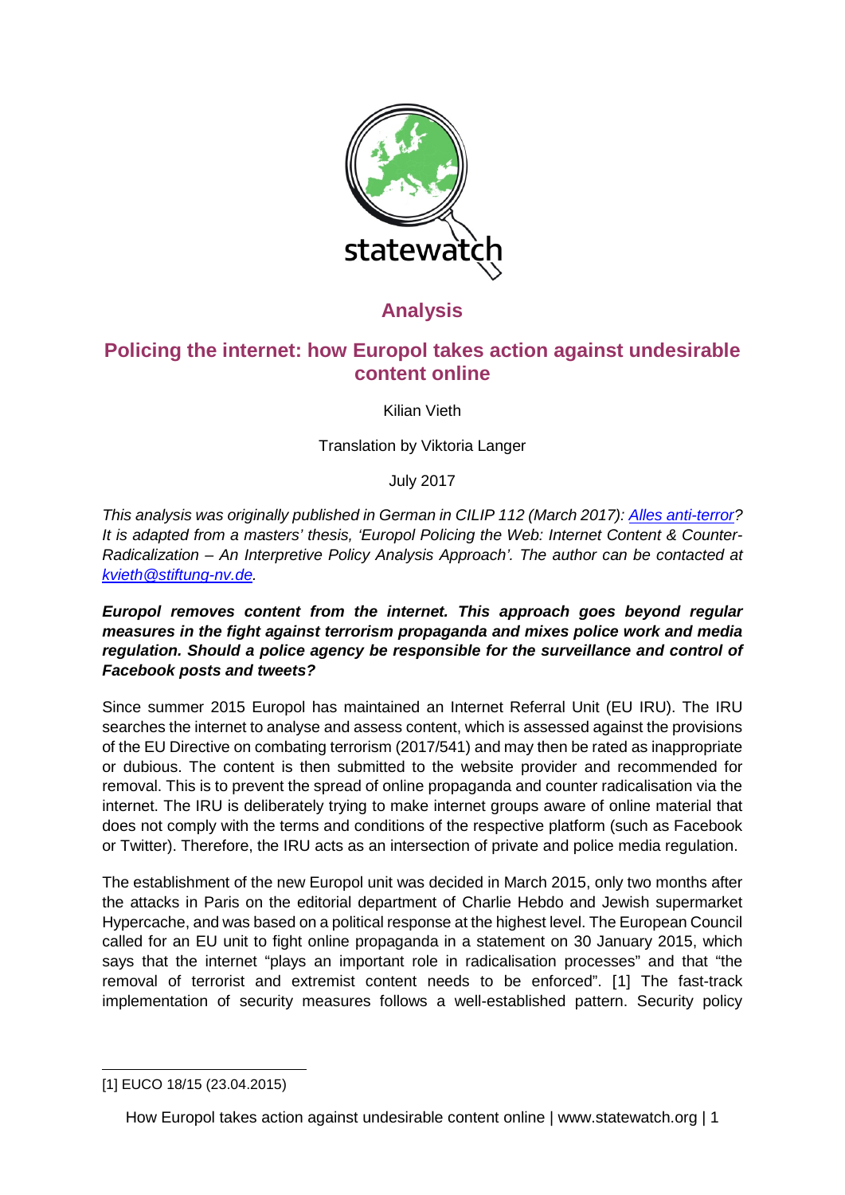statewatch

## Analysis

# Policing the internet: how Europol takes action against undesirable content online

Kilian Vieth

Translation by Viktoria Langer

July 2017

*This analysis was originally published in German in CILIP 112 (March 2017): [Alles anti-terror]? It is adapted from a masters' thesis, 'Europol Policing the Web: Internet Content & Counter-Radicalization – An Interpretive Policy Analysis Approach'. The author can be contacted at [kvieth@stiftung-nv.de].*

***Europol removes content from the internet. This approach goes beyond regular measures in the fight against terrorism propaganda and mixes police work and media regulation. Should a police agency be responsible for the surveillance and control of Facebook posts and tweets?***

Since summer 2015 Europol has maintained an Internet Referral Unit (EU IRU). The IRU searches the internet to analyse and assess content, which is assessed against the provisions of the EU Directive on combating terrorism (2017/541) and may then be rated as inappropriate or dubious. The content is then submitted to the website provider and recommended for removal. This is to prevent the spread of online propaganda and counter radicalisation via the internet. The IRU is deliberately trying to make internet groups aware of online material that does not comply with the terms and conditions of the respective platform (such as Facebook or Twitter). Therefore, the IRU acts as an intersection of private and police media regulation.

The establishment of the new Europol unit was decided in March 2015, only two months after the attacks in Paris on the editorial department of Charlie Hebdo and Jewish supermarket Hypercache, and was based on a political response at the highest level. The European Council called for an EU unit to fight online propaganda in a statement on 30 January 2015, which says that the internet "plays an important role in radicalisation processes" and that "the removal of terrorist and extremist content needs to be enforced". [1] The fast-track implementation of security measures follows a well-established pattern. Security policy

---

[1] EUCO 18/15 (23.04.2015)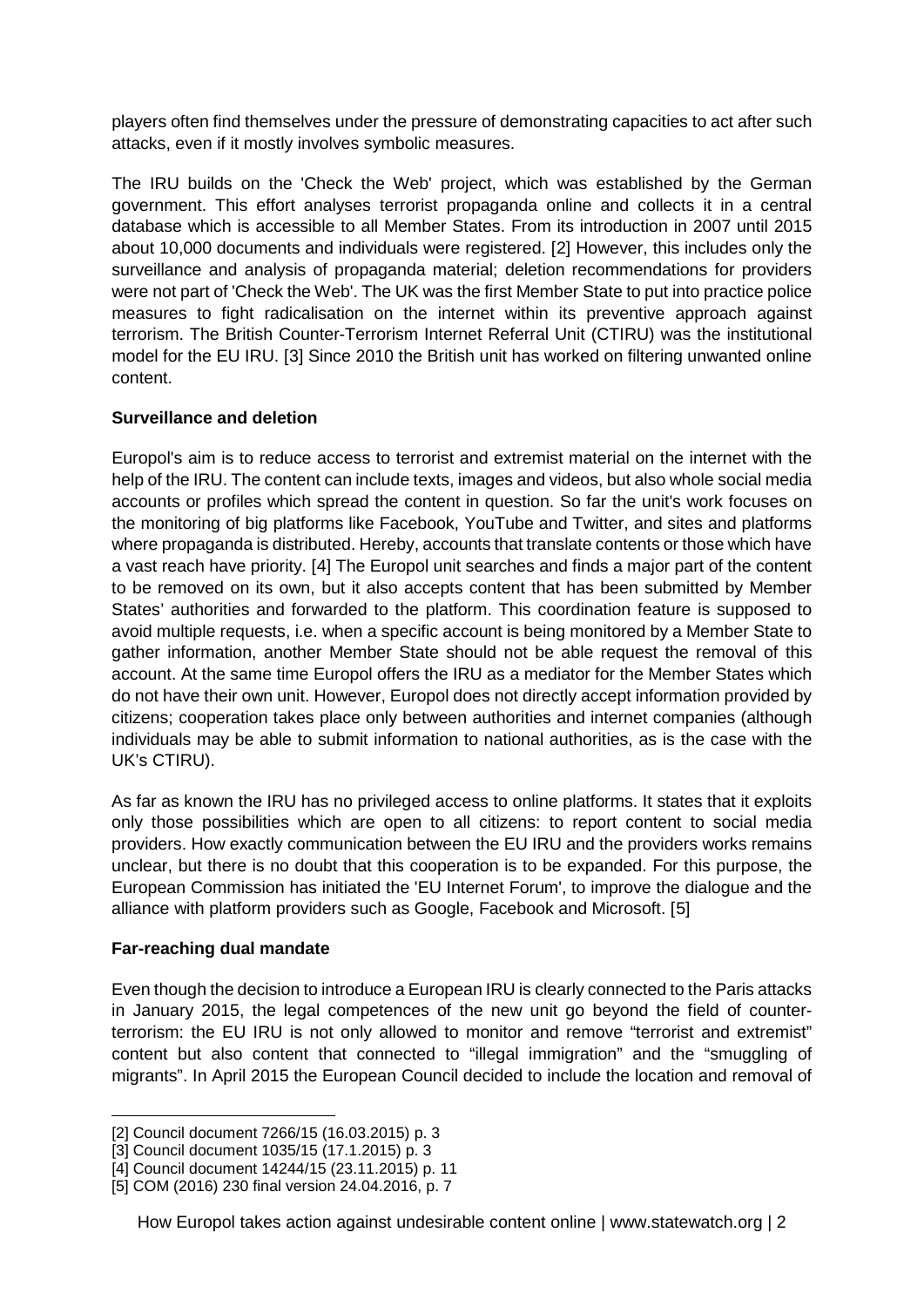players often find themselves under the pressure of demonstrating capacities to act after such attacks, even if it mostly involves symbolic measures.

The IRU builds on the 'Check the Web' project, which was established by the German government. This effort analyses terrorist propaganda online and collects it in a central database which is accessible to all Member States. From its introduction in 2007 until 2015 about 10,000 documents and individuals were registered. [2] However, this includes only the surveillance and analysis of propaganda material; deletion recommendations for providers were not part of 'Check the Web'. The UK was the first Member State to put into practice police measures to fight radicalisation on the internet within its preventive approach against terrorism. The British Counter-Terrorism Internet Referral Unit (CTIRU) was the institutional model for the EU IRU. [3] Since 2010 the British unit has worked on filtering unwanted online content.

**Surveillance and deletion**

Europol's aim is to reduce access to terrorist and extremist material on the internet with the help of the IRU. The content can include texts, images and videos, but also whole social media accounts or profiles which spread the content in question. So far the unit's work focuses on the monitoring of big platforms like Facebook, YouTube and Twitter, and sites and platforms where propaganda is distributed. Hereby, accounts that translate contents or those which have a vast reach have priority. [4] The Europol unit searches and finds a major part of the content to be removed on its own, but it also accepts content that has been submitted by Member States' authorities and forwarded to the platform. This coordination feature is supposed to avoid multiple requests, i.e. when a specific account is being monitored by a Member State to gather information, another Member State should not be able request the removal of this account. At the same time Europol offers the IRU as a mediator for the Member States which do not have their own unit. However, Europol does not directly accept information provided by citizens; cooperation takes place only between authorities and internet companies (although individuals may be able to submit information to national authorities, as is the case with the UK's CTIRU).

As far as known the IRU has no privileged access to online platforms. It states that it exploits only those possibilities which are open to all citizens: to report content to social media providers. How exactly communication between the EU IRU and the providers works remains unclear, but there is no doubt that this cooperation is to be expanded. For this purpose, the European Commission has initiated the 'EU Internet Forum', to improve the dialogue and the alliance with platform providers such as Google, Facebook and Microsoft. [5]

**Far-reaching dual mandate**

Even though the decision to introduce a European IRU is clearly connected to the Paris attacks in January 2015, the legal competences of the new unit go beyond the field of counter-terrorism: the EU IRU is not only allowed to monitor and remove "terrorist and extremist" content but also content that connected to "illegal immigration" and the "smuggling of migrants". In April 2015 the European Council decided to include the location and removal of

---

[2] Council document 7266/15 (16.03.2015) p. 3

[3] Council document 1035/15 (17.1.2015) p. 3

[4] Council document 14244/15 (23.11.2015) p. 11

[5] COM (2016) 230 final version 24.04.2016, p. 7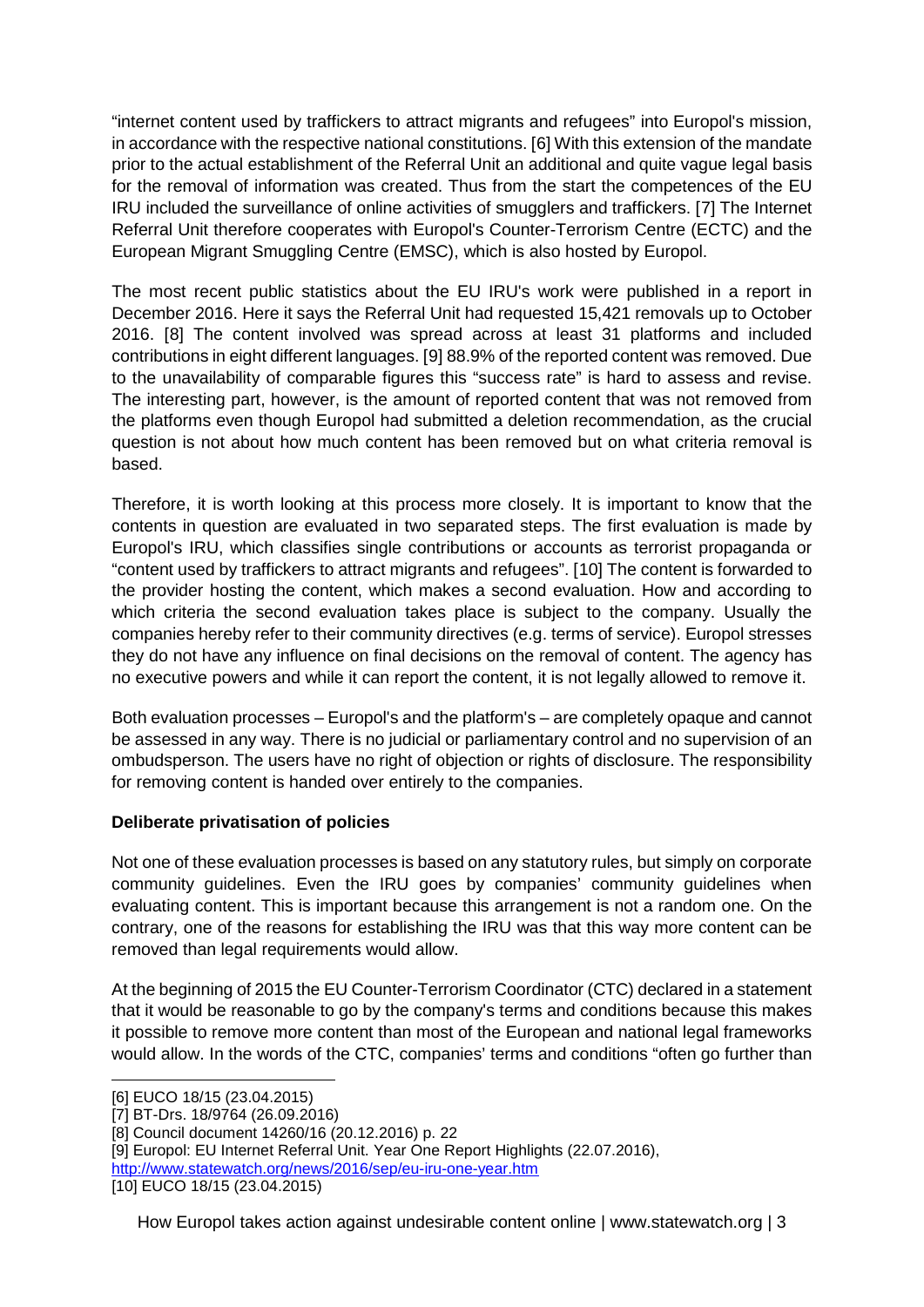"internet content used by traffickers to attract migrants and refugees" into Europol's mission, in accordance with the respective national constitutions. [6] With this extension of the mandate prior to the actual establishment of the Referral Unit an additional and quite vague legal basis for the removal of information was created. Thus from the start the competences of the EU IRU included the surveillance of online activities of smugglers and traffickers. [7] The Internet Referral Unit therefore cooperates with Europol's Counter-Terrorism Centre (ECTC) and the European Migrant Smuggling Centre (EMSC), which is also hosted by Europol.

The most recent public statistics about the EU IRU's work were published in a report in December 2016. Here it says the Referral Unit had requested 15,421 removals up to October 2016. [8] The content involved was spread across at least 31 platforms and included contributions in eight different languages. [9] 88.9% of the reported content was removed. Due to the unavailability of comparable figures this "success rate" is hard to assess and revise. The interesting part, however, is the amount of reported content that was not removed from the platforms even though Europol had submitted a deletion recommendation, as the crucial question is not about how much content has been removed but on what criteria removal is based.

Therefore, it is worth looking at this process more closely. It is important to know that the contents in question are evaluated in two separated steps. The first evaluation is made by Europol's IRU, which classifies single contributions or accounts as terrorist propaganda or "content used by traffickers to attract migrants and refugees". [10] The content is forwarded to the provider hosting the content, which makes a second evaluation. How and according to which criteria the second evaluation takes place is subject to the company. Usually the companies hereby refer to their community directives (e.g. terms of service). Europol stresses they do not have any influence on final decisions on the removal of content. The agency has no executive powers and while it can report the content, it is not legally allowed to remove it.

Both evaluation processes – Europol's and the platform's – are completely opaque and cannot be assessed in any way. There is no judicial or parliamentary control and no supervision of an ombudsperson. The users have no right of objection or rights of disclosure. The responsibility for removing content is handed over entirely to the companies.

**Deliberate privatisation of policies**

Not one of these evaluation processes is based on any statutory rules, but simply on corporate community guidelines. Even the IRU goes by companies' community guidelines when evaluating content. This is important because this arrangement is not a random one. On the contrary, one of the reasons for establishing the IRU was that this way more content can be removed than legal requirements would allow.

At the beginning of 2015 the EU Counter-Terrorism Coordinator (CTC) declared in a statement that it would be reasonable to go by the company's terms and conditions because this makes it possible to remove more content than most of the European and national legal frameworks would allow. In the words of the CTC, companies' terms and conditions "often go further than

---

[6] EUCO 18/15 (23.04.2015)

[7] BT-Drs. 18/9764 (26.09.2016)

[8] Council document 14260/16 (20.12.2016) p. 22

[9] Europol: EU Internet Referral Unit. Year One Report Highlights (22.07.2016), http://www.statewatch.org/news/2016/sep/eu-iru-one-year.htm

[10] EUCO 18/15 (23.04.2015)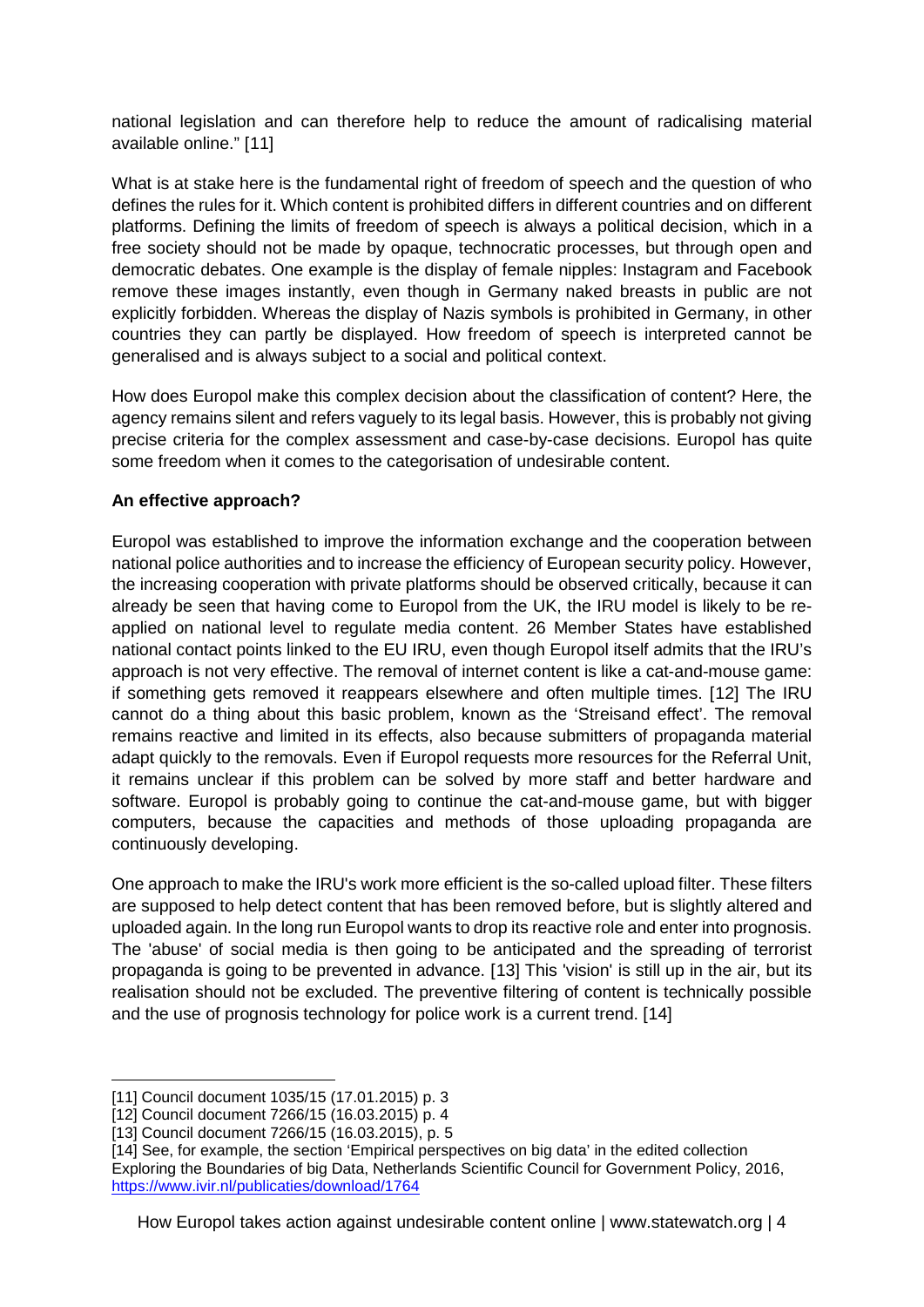national legislation and can therefore help to reduce the amount of radicalising material available online." [11]

What is at stake here is the fundamental right of freedom of speech and the question of who defines the rules for it. Which content is prohibited differs in different countries and on different platforms. Defining the limits of freedom of speech is always a political decision, which in a free society should not be made by opaque, technocratic processes, but through open and democratic debates. One example is the display of female nipples: Instagram and Facebook remove these images instantly, even though in Germany naked breasts in public are not explicitly forbidden. Whereas the display of Nazis symbols is prohibited in Germany, in other countries they can partly be displayed. How freedom of speech is interpreted cannot be generalised and is always subject to a social and political context.

How does Europol make this complex decision about the classification of content? Here, the agency remains silent and refers vaguely to its legal basis. However, this is probably not giving precise criteria for the complex assessment and case-by-case decisions. Europol has quite some freedom when it comes to the categorisation of undesirable content.

**An effective approach?**

Europol was established to improve the information exchange and the cooperation between national police authorities and to increase the efficiency of European security policy. However, the increasing cooperation with private platforms should be observed critically, because it can already be seen that having come to Europol from the UK, the IRU model is likely to be re-applied on national level to regulate media content. 26 Member States have established national contact points linked to the EU IRU, even though Europol itself admits that the IRU's approach is not very effective. The removal of internet content is like a cat-and-mouse game: if something gets removed it reappears elsewhere and often multiple times. [12] The IRU cannot do a thing about this basic problem, known as the 'Streisand effect'. The removal remains reactive and limited in its effects, also because submitters of propaganda material adapt quickly to the removals. Even if Europol requests more resources for the Referral Unit, it remains unclear if this problem can be solved by more staff and better hardware and software. Europol is probably going to continue the cat-and-mouse game, but with bigger computers, because the capacities and methods of those uploading propaganda are continuously developing.

One approach to make the IRU's work more efficient is the so-called upload filter. These filters are supposed to help detect content that has been removed before, but is slightly altered and uploaded again. In the long run Europol wants to drop its reactive role and enter into prognosis. The 'abuse' of social media is then going to be anticipated and the spreading of terrorist propaganda is going to be prevented in advance. [13] This 'vision' is still up in the air, but its realisation should not be excluded. The preventive filtering of content is technically possible and the use of prognosis technology for police work is a current trend. [14]

---

[11] Council document 1035/15 (17.01.2015) p. 3

[12] Council document 7266/15 (16.03.2015) p. 4

[13] Council document 7266/15 (16.03.2015), p. 5

[14] See, for example, the section 'Empirical perspectives on big data' in the edited collection Exploring the Boundaries of big Data, Netherlands Scientific Council for Government Policy, 2016, https://www.ivir.nl/publicaties/download/1764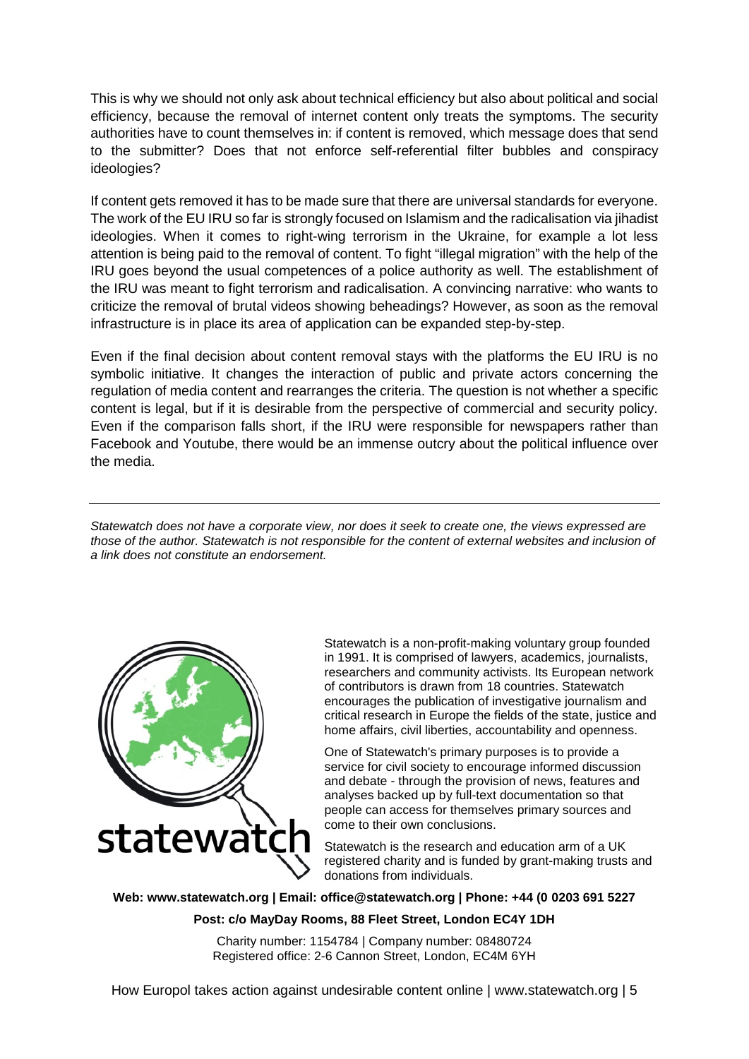This is why we should not only ask about technical efficiency but also about political and social efficiency, because the removal of internet content only treats the symptoms. The security authorities have to count themselves in: if content is removed, which message does that send to the submitter? Does that not enforce self-referential filter bubbles and conspiracy ideologies?

If content gets removed it has to be made sure that there are universal standards for everyone. The work of the EU IRU so far is strongly focused on Islamism and the radicalisation via jihadist ideologies. When it comes to right-wing terrorism in the Ukraine, for example a lot less attention is being paid to the removal of content. To fight "illegal migration" with the help of the IRU goes beyond the usual competences of a police authority as well. The establishment of the IRU was meant to fight terrorism and radicalisation. A convincing narrative: who wants to criticize the removal of brutal videos showing beheadings? However, as soon as the removal infrastructure is in place its area of application can be expanded step-by-step.

Even if the final decision about content removal stays with the platforms the EU IRU is no symbolic initiative. It changes the interaction of public and private actors concerning the regulation of media content and rearranges the criteria. The question is not whether a specific content is legal, but if it is desirable from the perspective of commercial and security policy. Even if the comparison falls short, if the IRU were responsible for newspapers rather than Facebook and Youtube, there would be an immense outcry about the political influence over the media.

---

*Statewatch does not have a corporate view, nor does it seek to create one, the views expressed are those of the author. Statewatch is not responsible for the content of external websites and inclusion of a link does not constitute an endorsement.*

statewatch

Statewatch is a non-profit-making voluntary group founded in 1991. It is comprised of lawyers, academics, journalists, researchers and community activists. Its European network of contributors is drawn from 18 countries. Statewatch encourages the publication of investigative journalism and critical research in Europe the fields of the state, justice and home affairs, civil liberties, accountability and openness.

One of Statewatch's primary purposes is to provide a service for civil society to encourage informed discussion and debate - through the provision of news, features and analyses backed up by full-text documentation so that people can access for themselves primary sources and come to their own conclusions.

Statewatch is the research and education arm of a UK registered charity and is funded by grant-making trusts and donations from individuals.

**Web: www.statewatch.org | Email: office@statewatch.org | Phone: +44 (0 0203 691 5227**

**Post: c/o MayDay Rooms, 88 Fleet Street, London EC4Y 1DH**

Charity number: 1154784 | Company number: 08480724
Registered office: 2-6 Cannon Street, London, EC4M 6YH